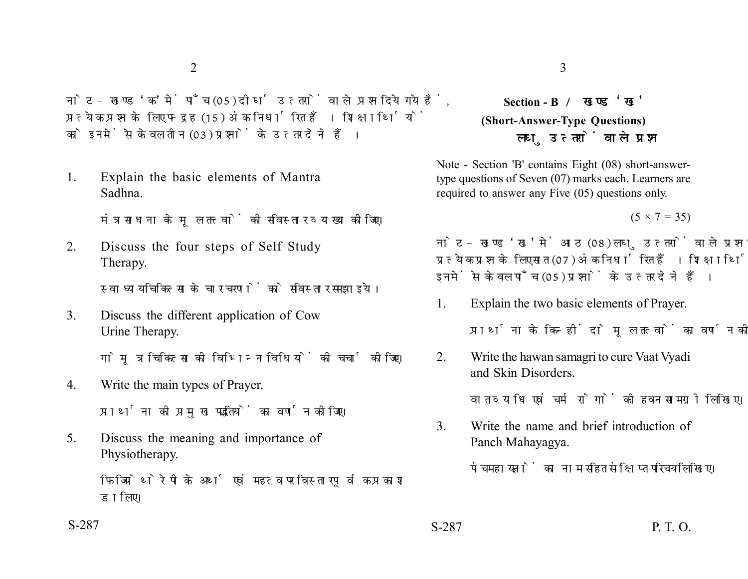नोट – खण्ड 'क' में पाँच (05) दीर्घ उत्तरों वाले प्रश्न दिये गये हैं, प्रत्येक प्रश्न के लिए पन्द्रह (15) अंक निर्धारित हैं। शिक्षार्थियों को इनमें से केवल तीन (03) प्रश्नों के उत्तर देने हैं।

1. Explain the basic elements of Mantra Sadhna.

   मंत्र साधना के मूल तत्वों की सविस्तार व्याख्या कीजिए।

2. Discuss the four steps of Self Study Therapy.

   स्वाध्याय चिकित्सा के चार चरणों को सविस्तार समझाइये।

3. Discuss the different application of Cow Urine Therapy.

   गोमूत्र चिकित्सा की विभिन्न विधियों की चर्चा कीजिए।

4. Write the main types of Prayer.

   प्रार्थना की प्रमुख पद्धतियों का वर्णन कीजिए।

5. Discuss the meaning and importance of Physiotherapy.

   फिजियोथेरेपी के अर्थ एवं महत्व पर विस्तारपूर्वक प्रकाश डालिए।

## Section - B / खण्ड 'ख'

### (Short-Answer-Type Questions)

### लघु उत्तरों वाले प्रश्न

Note - Section 'B' contains Eight (08) short-answer-type questions of Seven (07) marks each. Learners are required to answer any Five (05) questions only.

(5 × 7 = 35)

नोट – खण्ड 'ख' में आठ (08) लघु उत्तरों वाले प्रश्न दिये गये हैं, प्रत्येक प्रश्न के लिए सात (07) अंक निर्धारित हैं। शिक्षार्थियों को इनमें से केवल पाँच (05) प्रश्नों के उत्तर देने हैं।

1. Explain the two basic elements of Prayer.

   प्रार्थना के किन्हीं दो मूल तत्वों का वर्णन कीजिए।

2. Write the hawan samagri to cure Vaat Vyadi and Skin Disorders.

   वातव्याधि एवं चर्म रोगों की हवन सामग्री लिखिए।

3. Write the name and brief introduction of Panch Mahayagya.

   पंचमहायज्ञों का नाम सहित संक्षिप्त परिचय लिखिए।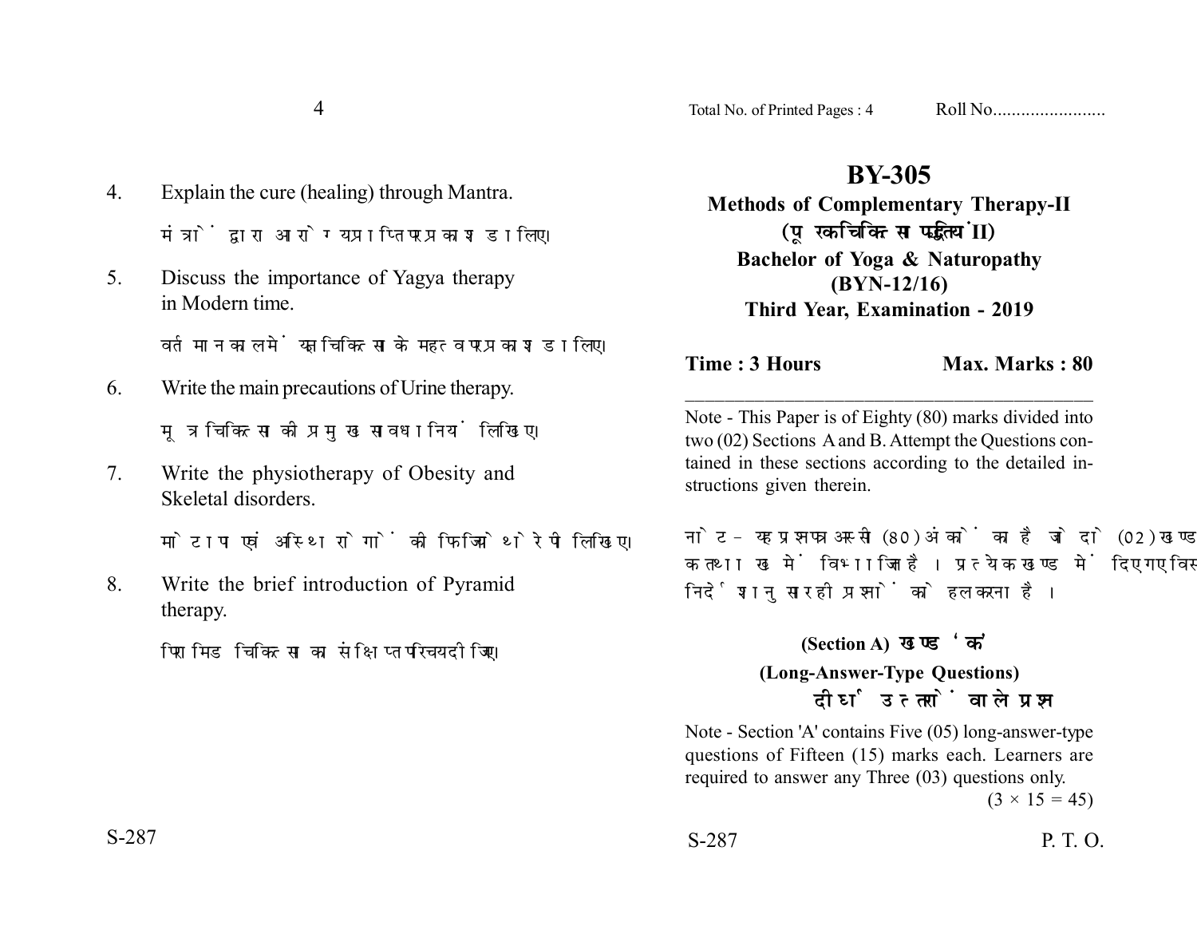4. Explain the cure (healing) through Mantra.

   मंत्रों द्वारा आरोग्य प्राप्ति पर प्रकाश डालिए।

5. Discuss the importance of Yagya therapy in Modern time.

   वर्तमान काल में यज्ञ चिकित्सा के महत्व पर प्रकाश डालिए।

6. Write the main precautions of Urine therapy.

   मूत्र चिकित्सा की प्रमुख सावधानियाँ लिखिए।

7. Write the physiotherapy of Obesity and Skeletal disorders.

   मोटापा एवं अस्थि रोगों की फिजियोथेरेपी लिखिए।

8. Write the brief introduction of Pyramid therapy.

   पिरामिड चिकित्सा का संक्षिप्त परिचय दीजिए।

Total No. of Printed Pages : 4 Roll No........................

# BY-305

## Methods of Complementary Therapy-II
## (पूरक चिकित्सा पद्धतियाँ II)
## Bachelor of Yoga & Naturopathy
## (BYN-12/16)
## Third Year, Examination - 2019

**Time : 3 Hours** **Max. Marks : 80**

---

Note - This Paper is of Eighty (80) marks divided into two (02) Sections A and B. Attempt the Questions contained in these sections according to the detailed instructions given therein.

नोट - यह प्रश्नपत्र अस्सी (80) अंकों का है जो दो (02) खण्डों क तथा ख में विभाजित है। प्रत्येक खण्ड में दिए गए विस्तृत निर्देशानुसार ही प्रश्नों को हल करना है।

### (Section A) खण्ड 'क'
### (Long-Answer-Type Questions)
### दीर्घ उत्तरों वाले प्रश्न

Note - Section 'A' contains Five (05) long-answer-type questions of Fifteen (15) marks each. Learners are required to answer any Three (03) questions only.

$(3 \times 15 = 45)$